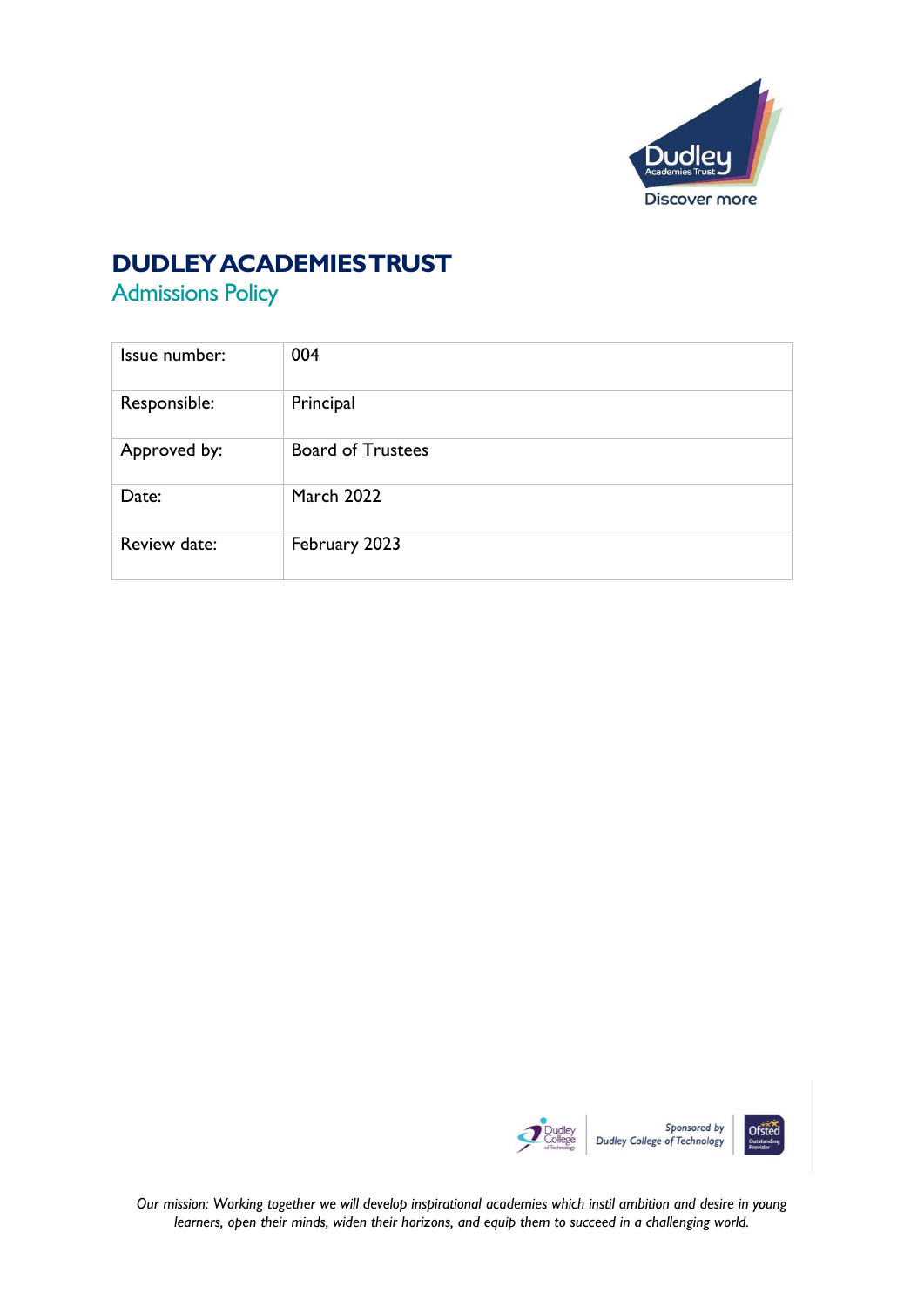# DUDLEY ACADEMIES TRUST

## Admissions Policy

| Issue number: | 004 |
|---|---|
| Responsible: | Principal |
| Approved by: | Board of Trustees |
| Date: | March 2022 |
| Review date: | February 2023 |

*Our mission: Working together we will develop inspirational academies which instil ambition and desire in young learners, open their minds, widen their horizons, and equip them to succeed in a challenging world.*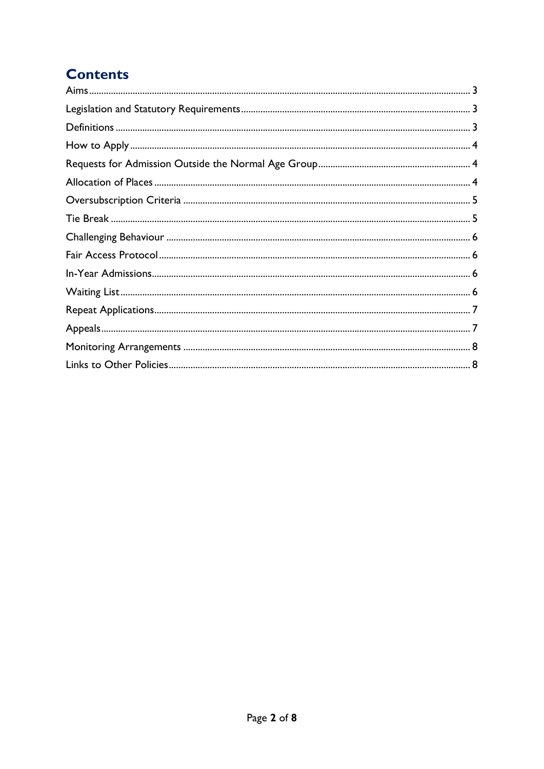## Contents

- Aims ..... 3
- Legislation and Statutory Requirements ..... 3
- Definitions ..... 3
- How to Apply ..... 4
- Requests for Admission Outside the Normal Age Group ..... 4
- Allocation of Places ..... 4
- Oversubscription Criteria ..... 5
- Tie Break ..... 5
- Challenging Behaviour ..... 6
- Fair Access Protocol ..... 6
- In-Year Admissions ..... 6
- Waiting List ..... 6
- Repeat Applications ..... 7
- Appeals ..... 7
- Monitoring Arrangements ..... 8
- Links to Other Policies ..... 8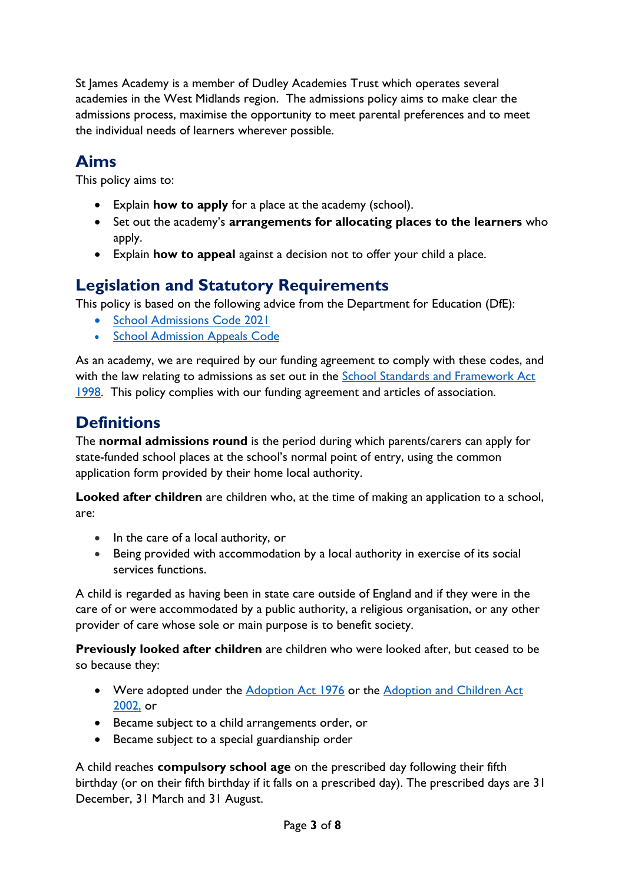St James Academy is a member of Dudley Academies Trust which operates several academies in the West Midlands region. The admissions policy aims to make clear the admissions process, maximise the opportunity to meet parental preferences and to meet the individual needs of learners wherever possible.

## Aims

This policy aims to:

- Explain **how to apply** for a place at the academy (school).
- Set out the academy's **arrangements for allocating places to the learners** who apply.
- Explain **how to appeal** against a decision not to offer your child a place.

## Legislation and Statutory Requirements

This policy is based on the following advice from the Department for Education (DfE):

- School Admissions Code 2021
- School Admission Appeals Code

As an academy, we are required by our funding agreement to comply with these codes, and with the law relating to admissions as set out in the School Standards and Framework Act 1998. This policy complies with our funding agreement and articles of association.

## Definitions

The **normal admissions round** is the period during which parents/carers can apply for state-funded school places at the school's normal point of entry, using the common application form provided by their home local authority.

**Looked after children** are children who, at the time of making an application to a school, are:

- In the care of a local authority, or
- Being provided with accommodation by a local authority in exercise of its social services functions.

A child is regarded as having been in state care outside of England and if they were in the care of or were accommodated by a public authority, a religious organisation, or any other provider of care whose sole or main purpose is to benefit society.

**Previously looked after children** are children who were looked after, but ceased to be so because they:

- Were adopted under the Adoption Act 1976 or the Adoption and Children Act 2002, or
- Became subject to a child arrangements order, or
- Became subject to a special guardianship order

A child reaches **compulsory school age** on the prescribed day following their fifth birthday (or on their fifth birthday if it falls on a prescribed day). The prescribed days are 31 December, 31 March and 31 August.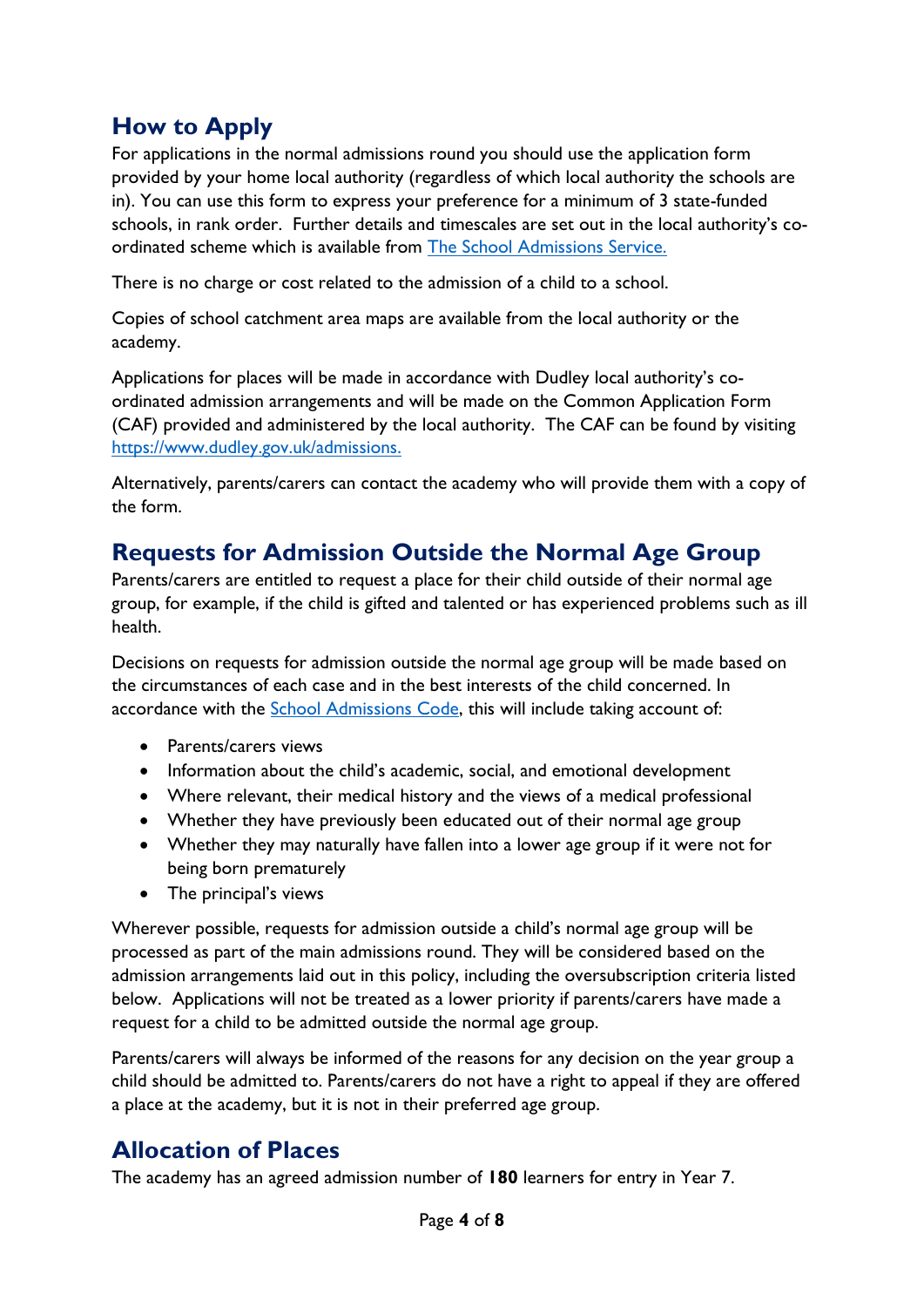## How to Apply

For applications in the normal admissions round you should use the application form provided by your home local authority (regardless of which local authority the schools are in). You can use this form to express your preference for a minimum of 3 state-funded schools, in rank order. Further details and timescales are set out in the local authority's co-ordinated scheme which is available from [The School Admissions Service.]()

There is no charge or cost related to the admission of a child to a school.

Copies of school catchment area maps are available from the local authority or the academy.

Applications for places will be made in accordance with Dudley local authority's co-ordinated admission arrangements and will be made on the Common Application Form (CAF) provided and administered by the local authority. The CAF can be found by visiting [https://www.dudley.gov.uk/admissions.](https://www.dudley.gov.uk/admissions)

Alternatively, parents/carers can contact the academy who will provide them with a copy of the form.

## Requests for Admission Outside the Normal Age Group

Parents/carers are entitled to request a place for their child outside of their normal age group, for example, if the child is gifted and talented or has experienced problems such as ill health.

Decisions on requests for admission outside the normal age group will be made based on the circumstances of each case and in the best interests of the child concerned. In accordance with the [School Admissions Code](), this will include taking account of:

- Parents/carers views
- Information about the child's academic, social, and emotional development
- Where relevant, their medical history and the views of a medical professional
- Whether they have previously been educated out of their normal age group
- Whether they may naturally have fallen into a lower age group if it were not for being born prematurely
- The principal's views

Wherever possible, requests for admission outside a child's normal age group will be processed as part of the main admissions round. They will be considered based on the admission arrangements laid out in this policy, including the oversubscription criteria listed below. Applications will not be treated as a lower priority if parents/carers have made a request for a child to be admitted outside the normal age group.

Parents/carers will always be informed of the reasons for any decision on the year group a child should be admitted to. Parents/carers do not have a right to appeal if they are offered a place at the academy, but it is not in their preferred age group.

## Allocation of Places

The academy has an agreed admission number of **180** learners for entry in Year 7.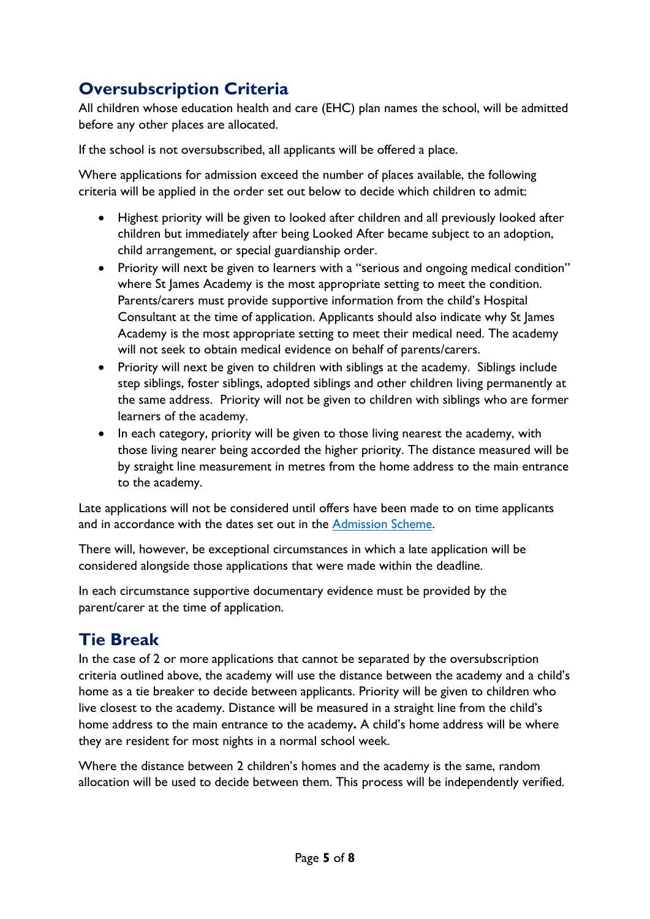## Oversubscription Criteria

All children whose education health and care (EHC) plan names the school, will be admitted before any other places are allocated.

If the school is not oversubscribed, all applicants will be offered a place.

Where applications for admission exceed the number of places available, the following criteria will be applied in the order set out below to decide which children to admit:

- Highest priority will be given to looked after children and all previously looked after children but immediately after being Looked After became subject to an adoption, child arrangement, or special guardianship order.
- Priority will next be given to learners with a "serious and ongoing medical condition" where St James Academy is the most appropriate setting to meet the condition. Parents/carers must provide supportive information from the child's Hospital Consultant at the time of application. Applicants should also indicate why St James Academy is the most appropriate setting to meet their medical need. The academy will not seek to obtain medical evidence on behalf of parents/carers.
- Priority will next be given to children with siblings at the academy. Siblings include step siblings, foster siblings, adopted siblings and other children living permanently at the same address. Priority will not be given to children with siblings who are former learners of the academy.
- In each category, priority will be given to those living nearest the academy, with those living nearer being accorded the higher priority. The distance measured will be by straight line measurement in metres from the home address to the main entrance to the academy.

Late applications will not be considered until offers have been made to on time applicants and in accordance with the dates set out in the Admission Scheme.

There will, however, be exceptional circumstances in which a late application will be considered alongside those applications that were made within the deadline.

In each circumstance supportive documentary evidence must be provided by the parent/carer at the time of application.

## Tie Break

In the case of 2 or more applications that cannot be separated by the oversubscription criteria outlined above, the academy will use the distance between the academy and a child's home as a tie breaker to decide between applicants. Priority will be given to children who live closest to the academy. Distance will be measured in a straight line from the child's home address to the main entrance to the academy**.** A child's home address will be where they are resident for most nights in a normal school week.

Where the distance between 2 children's homes and the academy is the same, random allocation will be used to decide between them. This process will be independently verified.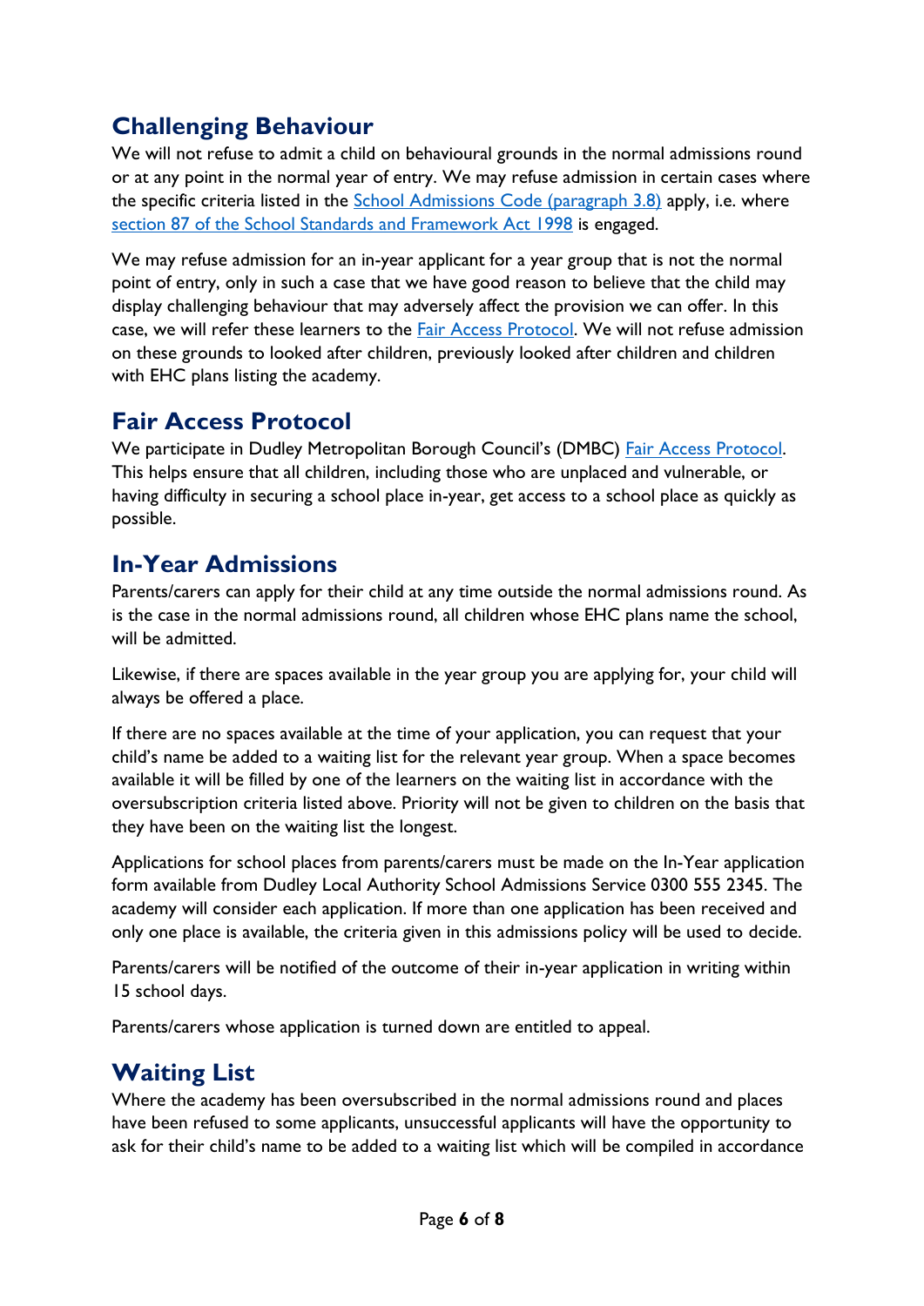## Challenging Behaviour

We will not refuse to admit a child on behavioural grounds in the normal admissions round or at any point in the normal year of entry. We may refuse admission in certain cases where the specific criteria listed in the School Admissions Code (paragraph 3.8) apply, i.e. where section 87 of the School Standards and Framework Act 1998 is engaged.

We may refuse admission for an in-year applicant for a year group that is not the normal point of entry, only in such a case that we have good reason to believe that the child may display challenging behaviour that may adversely affect the provision we can offer. In this case, we will refer these learners to the Fair Access Protocol. We will not refuse admission on these grounds to looked after children, previously looked after children and children with EHC plans listing the academy.

## Fair Access Protocol

We participate in Dudley Metropolitan Borough Council's (DMBC) Fair Access Protocol. This helps ensure that all children, including those who are unplaced and vulnerable, or having difficulty in securing a school place in-year, get access to a school place as quickly as possible.

## In-Year Admissions

Parents/carers can apply for their child at any time outside the normal admissions round. As is the case in the normal admissions round, all children whose EHC plans name the school, will be admitted.

Likewise, if there are spaces available in the year group you are applying for, your child will always be offered a place.

If there are no spaces available at the time of your application, you can request that your child's name be added to a waiting list for the relevant year group. When a space becomes available it will be filled by one of the learners on the waiting list in accordance with the oversubscription criteria listed above. Priority will not be given to children on the basis that they have been on the waiting list the longest.

Applications for school places from parents/carers must be made on the In-Year application form available from Dudley Local Authority School Admissions Service 0300 555 2345. The academy will consider each application. If more than one application has been received and only one place is available, the criteria given in this admissions policy will be used to decide.

Parents/carers will be notified of the outcome of their in-year application in writing within 15 school days.

Parents/carers whose application is turned down are entitled to appeal.

## Waiting List

Where the academy has been oversubscribed in the normal admissions round and places have been refused to some applicants, unsuccessful applicants will have the opportunity to ask for their child's name to be added to a waiting list which will be compiled in accordance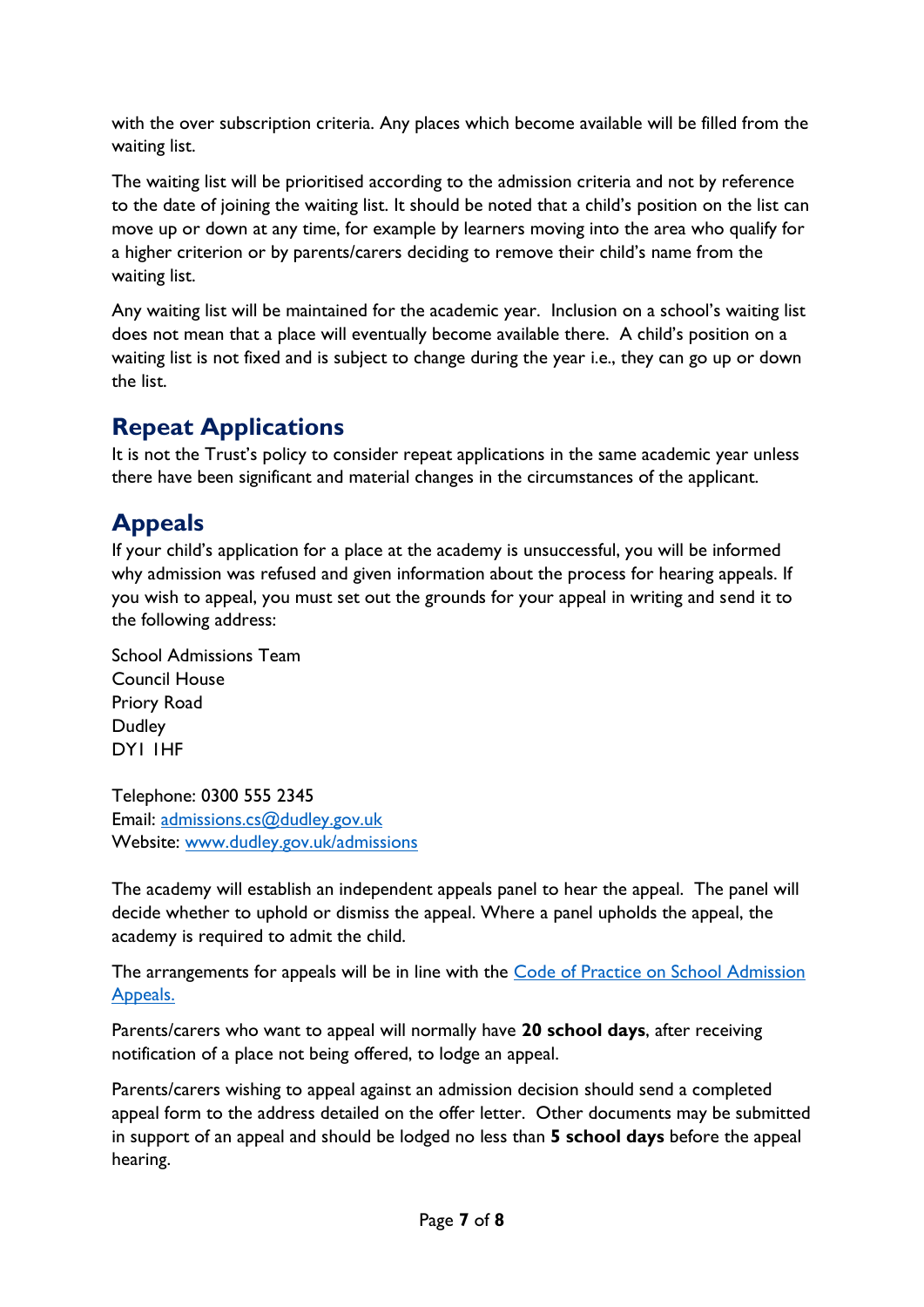with the over subscription criteria. Any places which become available will be filled from the waiting list.

The waiting list will be prioritised according to the admission criteria and not by reference to the date of joining the waiting list. It should be noted that a child's position on the list can move up or down at any time, for example by learners moving into the area who qualify for a higher criterion or by parents/carers deciding to remove their child's name from the waiting list.

Any waiting list will be maintained for the academic year. Inclusion on a school's waiting list does not mean that a place will eventually become available there. A child's position on a waiting list is not fixed and is subject to change during the year i.e., they can go up or down the list.

## Repeat Applications

It is not the Trust's policy to consider repeat applications in the same academic year unless there have been significant and material changes in the circumstances of the applicant.

## Appeals

If your child's application for a place at the academy is unsuccessful, you will be informed why admission was refused and given information about the process for hearing appeals. If you wish to appeal, you must set out the grounds for your appeal in writing and send it to the following address:

School Admissions Team
Council House
Priory Road
Dudley
DY1 1HF

Telephone: 0300 555 2345
Email: [admissions.cs@dudley.gov.uk](mailto:admissions.cs@dudley.gov.uk)
Website: [www.dudley.gov.uk/admissions](http://www.dudley.gov.uk/admissions)

The academy will establish an independent appeals panel to hear the appeal. The panel will decide whether to uphold or dismiss the appeal. Where a panel upholds the appeal, the academy is required to admit the child.

The arrangements for appeals will be in line with the Code of Practice on School Admission Appeals.

Parents/carers who want to appeal will normally have **20 school days**, after receiving notification of a place not being offered, to lodge an appeal.

Parents/carers wishing to appeal against an admission decision should send a completed appeal form to the address detailed on the offer letter. Other documents may be submitted in support of an appeal and should be lodged no less than **5 school days** before the appeal hearing.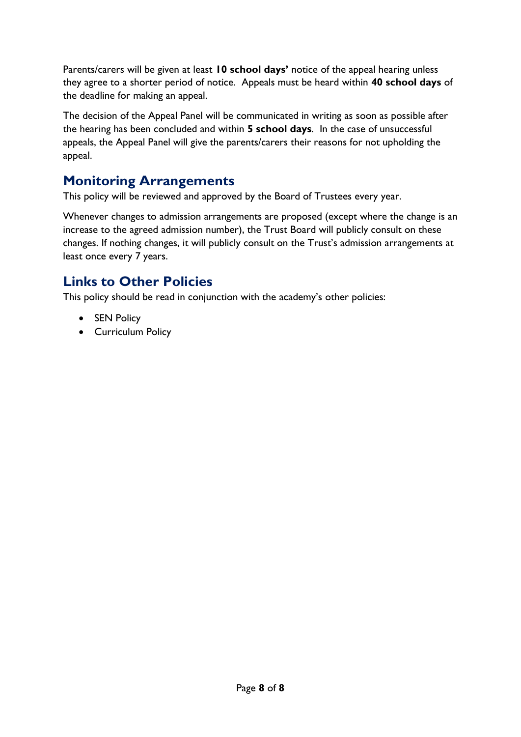Parents/carers will be given at least **10 school days'** notice of the appeal hearing unless they agree to a shorter period of notice. Appeals must be heard within **40 school days** of the deadline for making an appeal.

The decision of the Appeal Panel will be communicated in writing as soon as possible after the hearing has been concluded and within **5 school days**. In the case of unsuccessful appeals, the Appeal Panel will give the parents/carers their reasons for not upholding the appeal.

## Monitoring Arrangements

This policy will be reviewed and approved by the Board of Trustees every year.

Whenever changes to admission arrangements are proposed (except where the change is an increase to the agreed admission number), the Trust Board will publicly consult on these changes. If nothing changes, it will publicly consult on the Trust's admission arrangements at least once every 7 years.

## Links to Other Policies

This policy should be read in conjunction with the academy's other policies:

- SEN Policy
- Curriculum Policy